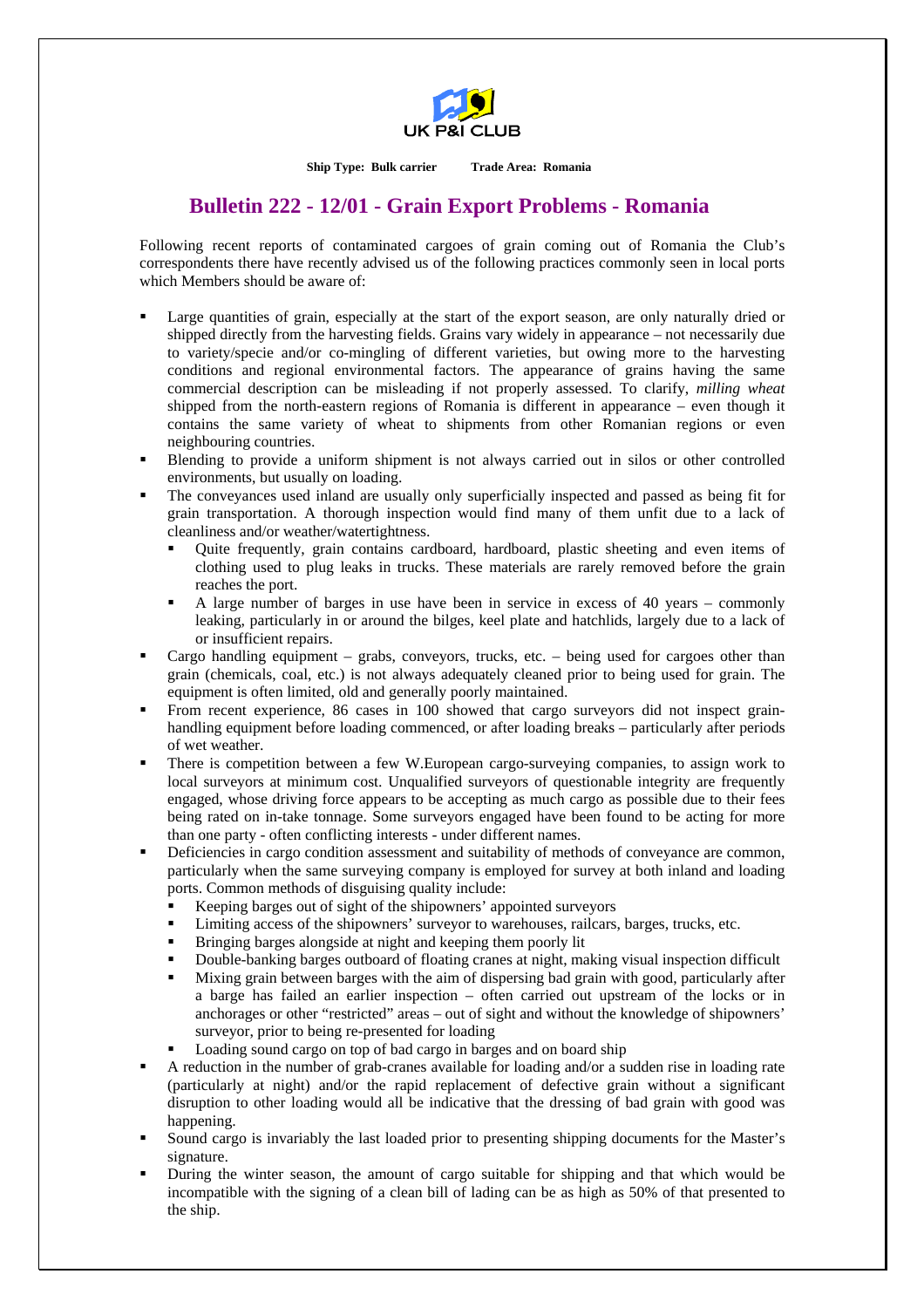UK P&I CLUB

**Ship Type: Bulk carrier** **Trade Area: Romania**

# Bulletin 222 - 12/01 - Grain Export Problems - Romania

Following recent reports of contaminated cargoes of grain coming out of Romania the Club's correspondents there have recently advised us of the following practices commonly seen in local ports which Members should be aware of:

- Large quantities of grain, especially at the start of the export season, are only naturally dried or shipped directly from the harvesting fields. Grains vary widely in appearance – not necessarily due to variety/specie and/or co-mingling of different varieties, but owing more to the harvesting conditions and regional environmental factors. The appearance of grains having the same commercial description can be misleading if not properly assessed. To clarify, *milling wheat* shipped from the north-eastern regions of Romania is different in appearance – even though it contains the same variety of wheat to shipments from other Romanian regions or even neighbouring countries.
- Blending to provide a uniform shipment is not always carried out in silos or other controlled environments, but usually on loading.
- The conveyances used inland are usually only superficially inspected and passed as being fit for grain transportation. A thorough inspection would find many of them unfit due to a lack of cleanliness and/or weather/watertightness.
  - Quite frequently, grain contains cardboard, hardboard, plastic sheeting and even items of clothing used to plug leaks in trucks. These materials are rarely removed before the grain reaches the port.
  - A large number of barges in use have been in service in excess of 40 years – commonly leaking, particularly in or around the bilges, keel plate and hatchlids, largely due to a lack of or insufficient repairs.
- Cargo handling equipment – grabs, conveyors, trucks, etc. – being used for cargoes other than grain (chemicals, coal, etc.) is not always adequately cleaned prior to being used for grain. The equipment is often limited, old and generally poorly maintained.
- From recent experience, 86 cases in 100 showed that cargo surveyors did not inspect grain-handling equipment before loading commenced, or after loading breaks – particularly after periods of wet weather.
- There is competition between a few W.European cargo-surveying companies, to assign work to local surveyors at minimum cost. Unqualified surveyors of questionable integrity are frequently engaged, whose driving force appears to be accepting as much cargo as possible due to their fees being rated on in-take tonnage. Some surveyors engaged have been found to be acting for more than one party - often conflicting interests - under different names.
- Deficiencies in cargo condition assessment and suitability of methods of conveyance are common, particularly when the same surveying company is employed for survey at both inland and loading ports. Common methods of disguising quality include:
  - Keeping barges out of sight of the shipowners' appointed surveyors
  - Limiting access of the shipowners' surveyor to warehouses, railcars, barges, trucks, etc.
  - Bringing barges alongside at night and keeping them poorly lit
  - Double-banking barges outboard of floating cranes at night, making visual inspection difficult
  - Mixing grain between barges with the aim of dispersing bad grain with good, particularly after a barge has failed an earlier inspection – often carried out upstream of the locks or in anchorages or other "restricted" areas – out of sight and without the knowledge of shipowners' surveyor, prior to being re-presented for loading
  - Loading sound cargo on top of bad cargo in barges and on board ship
- A reduction in the number of grab-cranes available for loading and/or a sudden rise in loading rate (particularly at night) and/or the rapid replacement of defective grain without a significant disruption to other loading would all be indicative that the dressing of bad grain with good was happening.
- Sound cargo is invariably the last loaded prior to presenting shipping documents for the Master's signature.
- During the winter season, the amount of cargo suitable for shipping and that which would be incompatible with the signing of a clean bill of lading can be as high as 50% of that presented to the ship.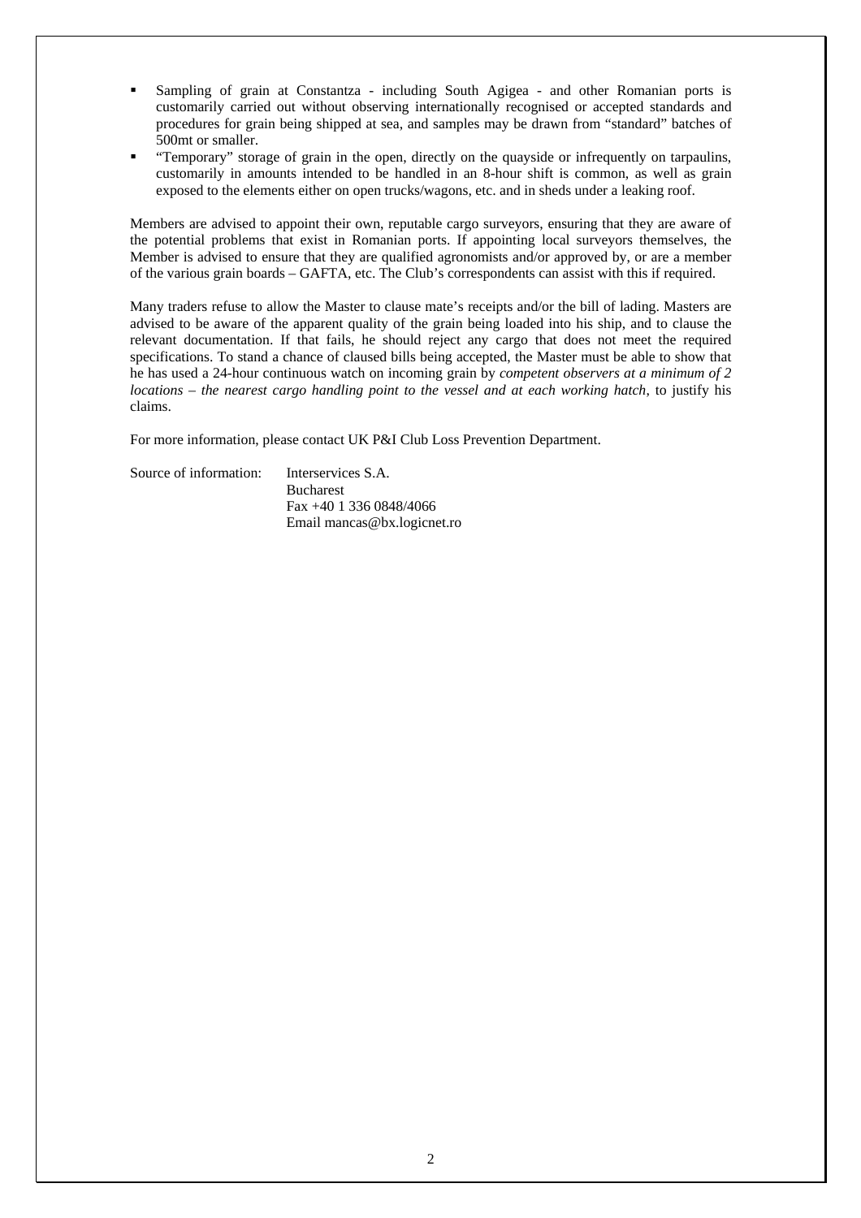- Sampling of grain at Constantza - including South Agigea - and other Romanian ports is customarily carried out without observing internationally recognised or accepted standards and procedures for grain being shipped at sea, and samples may be drawn from "standard" batches of 500mt or smaller.
- "Temporary" storage of grain in the open, directly on the quayside or infrequently on tarpaulins, customarily in amounts intended to be handled in an 8-hour shift is common, as well as grain exposed to the elements either on open trucks/wagons, etc. and in sheds under a leaking roof.

Members are advised to appoint their own, reputable cargo surveyors, ensuring that they are aware of the potential problems that exist in Romanian ports. If appointing local surveyors themselves, the Member is advised to ensure that they are qualified agronomists and/or approved by, or are a member of the various grain boards – GAFTA, etc. The Club's correspondents can assist with this if required.

Many traders refuse to allow the Master to clause mate's receipts and/or the bill of lading. Masters are advised to be aware of the apparent quality of the grain being loaded into his ship, and to clause the relevant documentation. If that fails, he should reject any cargo that does not meet the required specifications. To stand a chance of claused bills being accepted, the Master must be able to show that he has used a 24-hour continuous watch on incoming grain by *competent observers at a minimum of 2 locations – the nearest cargo handling point to the vessel and at each working hatch*, to justify his claims.

For more information, please contact UK P&I Club Loss Prevention Department.

Source of information: Interservices S.A.
Bucharest
Fax +40 1 336 0848/4066
Email mancas@bx.logicnet.ro